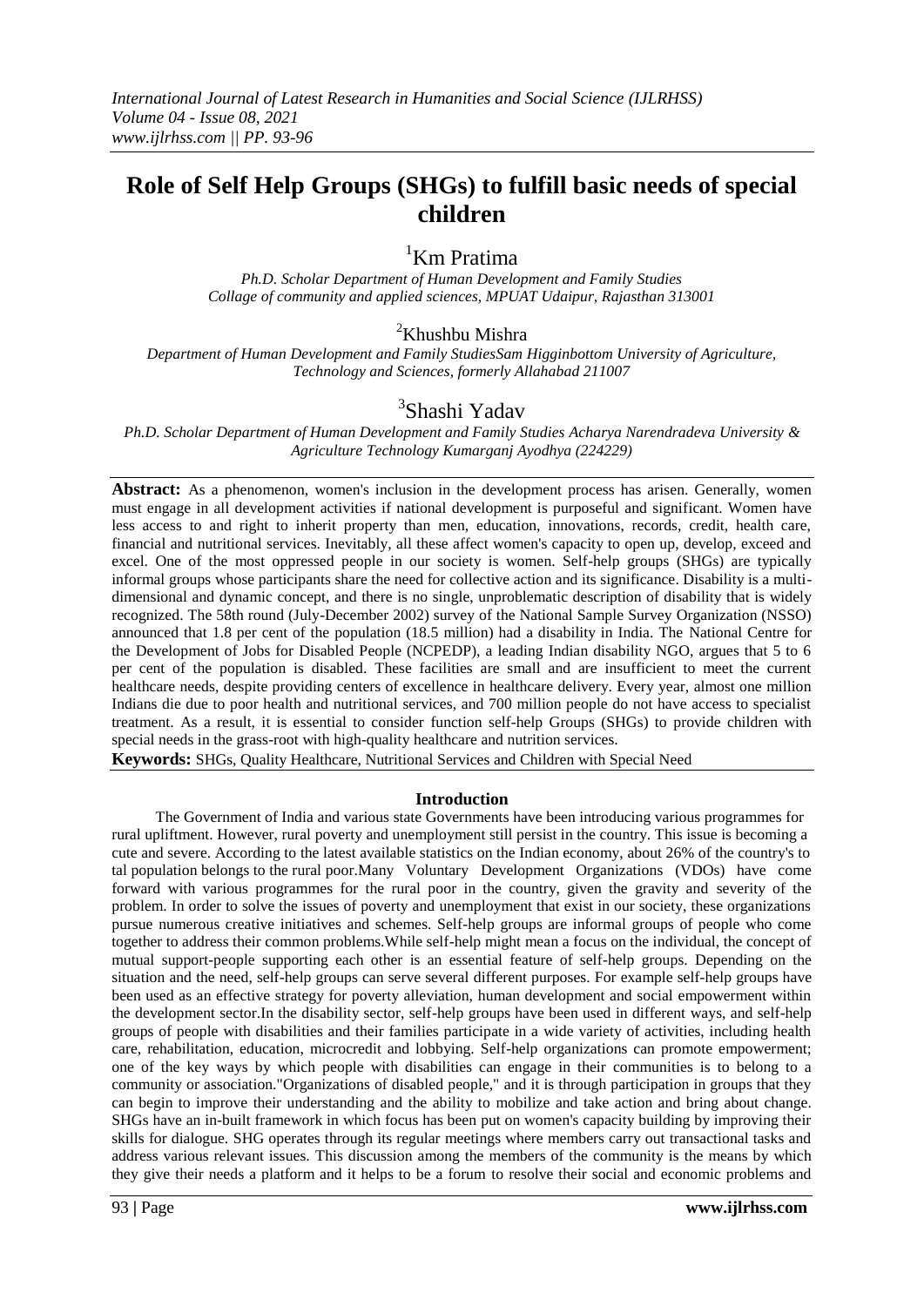# Role of Self Help Groups (SHGs) to fulfill basic needs of special children

[1]Km Pratima

*Ph.D. Scholar Department of Human Development and Family Studies*
*Collage of community and applied sciences, MPUAT Udaipur, Rajasthan 313001*

[2]Khushbu Mishra

*Department of Human Development and Family StudiesSam Higginbottom University of Agriculture, Technology and Sciences, formerly Allahabad 211007*

[3]Shashi Yadav

*Ph.D. Scholar Department of Human Development and Family Studies Acharya Narendradeva University & Agriculture Technology Kumarganj Ayodhya (224229)*

**Abstract:** As a phenomenon, women's inclusion in the development process has arisen. Generally, women must engage in all development activities if national development is purposeful and significant. Women have less access to and right to inherit property than men, education, innovations, records, credit, health care, financial and nutritional services. Inevitably, all these affect women's capacity to open up, develop, exceed and excel. One of the most oppressed people in our society is women. Self-help groups (SHGs) are typically informal groups whose participants share the need for collective action and its significance. Disability is a multi-dimensional and dynamic concept, and there is no single, unproblematic description of disability that is widely recognized. The 58th round (July-December 2002) survey of the National Sample Survey Organization (NSSO) announced that 1.8 per cent of the population (18.5 million) had a disability in India. The National Centre for the Development of Jobs for Disabled People (NCPEDP), a leading Indian disability NGO, argues that 5 to 6 per cent of the population is disabled. These facilities are small and are insufficient to meet the current healthcare needs, despite providing centers of excellence in healthcare delivery. Every year, almost one million Indians die due to poor health and nutritional services, and 700 million people do not have access to specialist treatment. As a result, it is essential to consider function self-help Groups (SHGs) to provide children with special needs in the grass-root with high-quality healthcare and nutrition services.

**Keywords:** SHGs, Quality Healthcare, Nutritional Services and Children with Special Need

## Introduction

The Government of India and various state Governments have been introducing various programmes for rural upliftment. However, rural poverty and unemployment still persist in the country. This issue is becoming a cute and severe. According to the latest available statistics on the Indian economy, about 26% of the country's to tal population belongs to the rural poor.Many Voluntary Development Organizations (VDOs) have come forward with various programmes for the rural poor in the country, given the gravity and severity of the problem. In order to solve the issues of poverty and unemployment that exist in our society, these organizations pursue numerous creative initiatives and schemes. Self-help groups are informal groups of people who come together to address their common problems.While self-help might mean a focus on the individual, the concept of mutual support-people supporting each other is an essential feature of self-help groups. Depending on the situation and the need, self-help groups can serve several different purposes. For example self-help groups have been used as an effective strategy for poverty alleviation, human development and social empowerment within the development sector.In the disability sector, self-help groups have been used in different ways, and self-help groups of people with disabilities and their families participate in a wide variety of activities, including health care, rehabilitation, education, microcredit and lobbying. Self-help organizations can promote empowerment; one of the key ways by which people with disabilities can engage in their communities is to belong to a community or association."Organizations of disabled people," and it is through participation in groups that they can begin to improve their understanding and the ability to mobilize and take action and bring about change. SHGs have an in-built framework in which focus has been put on women's capacity building by improving their skills for dialogue. SHG operates through its regular meetings where members carry out transactional tasks and address various relevant issues. This discussion among the members of the community is the means by which they give their needs a platform and it helps to be a forum to resolve their social and economic problems and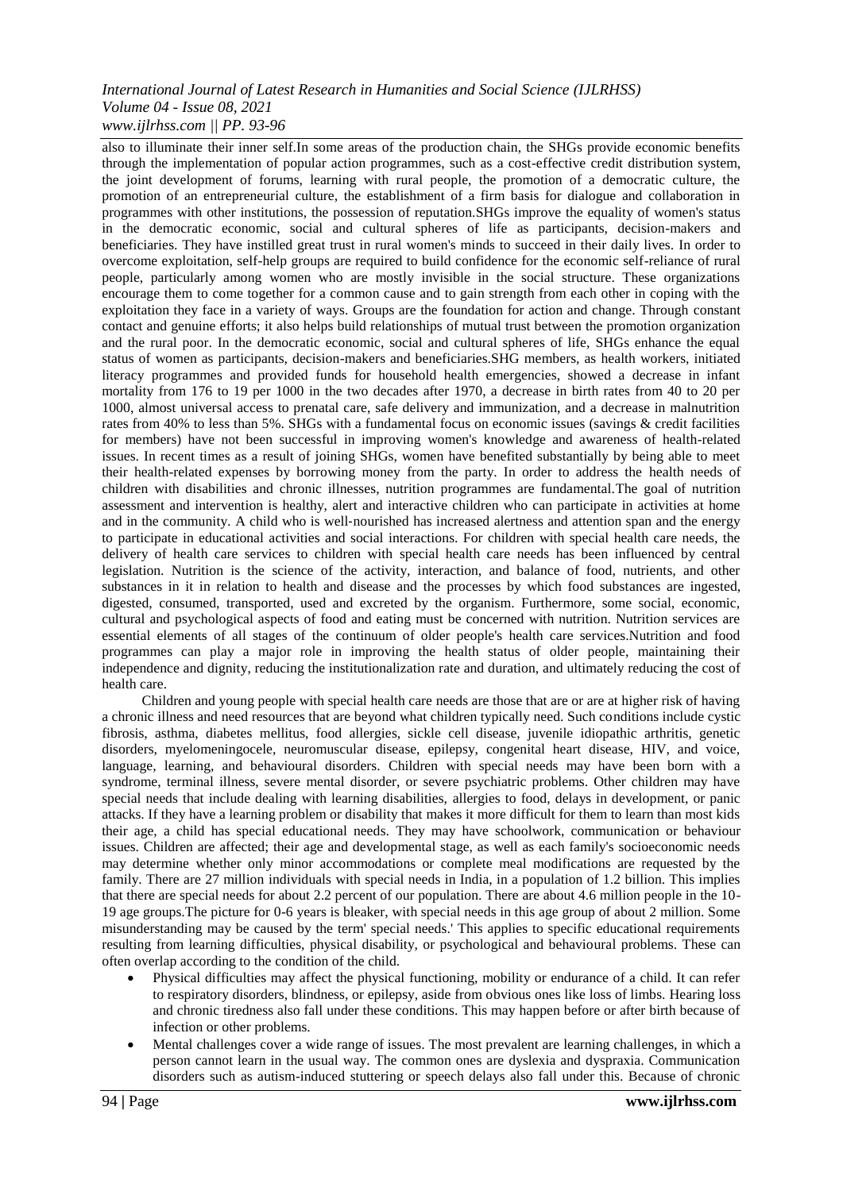also to illuminate their inner self.In some areas of the production chain, the SHGs provide economic benefits through the implementation of popular action programmes, such as a cost-effective credit distribution system, the joint development of forums, learning with rural people, the promotion of a democratic culture, the promotion of an entrepreneurial culture, the establishment of a firm basis for dialogue and collaboration in programmes with other institutions, the possession of reputation.SHGs improve the equality of women's status in the democratic economic, social and cultural spheres of life as participants, decision-makers and beneficiaries. They have instilled great trust in rural women's minds to succeed in their daily lives. In order to overcome exploitation, self-help groups are required to build confidence for the economic self-reliance of rural people, particularly among women who are mostly invisible in the social structure. These organizations encourage them to come together for a common cause and to gain strength from each other in coping with the exploitation they face in a variety of ways. Groups are the foundation for action and change. Through constant contact and genuine efforts; it also helps build relationships of mutual trust between the promotion organization and the rural poor. In the democratic economic, social and cultural spheres of life, SHGs enhance the equal status of women as participants, decision-makers and beneficiaries.SHG members, as health workers, initiated literacy programmes and provided funds for household health emergencies, showed a decrease in infant mortality from 176 to 19 per 1000 in the two decades after 1970, a decrease in birth rates from 40 to 20 per 1000, almost universal access to prenatal care, safe delivery and immunization, and a decrease in malnutrition rates from 40% to less than 5%. SHGs with a fundamental focus on economic issues (savings & credit facilities for members) have not been successful in improving women's knowledge and awareness of health-related issues. In recent times as a result of joining SHGs, women have benefited substantially by being able to meet their health-related expenses by borrowing money from the party. In order to address the health needs of children with disabilities and chronic illnesses, nutrition programmes are fundamental.The goal of nutrition assessment and intervention is healthy, alert and interactive children who can participate in activities at home and in the community. A child who is well-nourished has increased alertness and attention span and the energy to participate in educational activities and social interactions. For children with special health care needs, the delivery of health care services to children with special health care needs has been influenced by central legislation. Nutrition is the science of the activity, interaction, and balance of food, nutrients, and other substances in it in relation to health and disease and the processes by which food substances are ingested, digested, consumed, transported, used and excreted by the organism. Furthermore, some social, economic, cultural and psychological aspects of food and eating must be concerned with nutrition. Nutrition services are essential elements of all stages of the continuum of older people's health care services.Nutrition and food programmes can play a major role in improving the health status of older people, maintaining their independence and dignity, reducing the institutionalization rate and duration, and ultimately reducing the cost of health care.

Children and young people with special health care needs are those that are or are at higher risk of having a chronic illness and need resources that are beyond what children typically need. Such conditions include cystic fibrosis, asthma, diabetes mellitus, food allergies, sickle cell disease, juvenile idiopathic arthritis, genetic disorders, myelomeningocele, neuromuscular disease, epilepsy, congenital heart disease, HIV, and voice, language, learning, and behavioural disorders. Children with special needs may have been born with a syndrome, terminal illness, severe mental disorder, or severe psychiatric problems. Other children may have special needs that include dealing with learning disabilities, allergies to food, delays in development, or panic attacks. If they have a learning problem or disability that makes it more difficult for them to learn than most kids their age, a child has special educational needs. They may have schoolwork, communication or behaviour issues. Children are affected; their age and developmental stage, as well as each family's socioeconomic needs may determine whether only minor accommodations or complete meal modifications are requested by the family. There are 27 million individuals with special needs in India, in a population of 1.2 billion. This implies that there are special needs for about 2.2 percent of our population. There are about 4.6 million people in the 10-19 age groups.The picture for 0-6 years is bleaker, with special needs in this age group of about 2 million. Some misunderstanding may be caused by the term' special needs.' This applies to specific educational requirements resulting from learning difficulties, physical disability, or psychological and behavioural problems. These can often overlap according to the condition of the child.

- Physical difficulties may affect the physical functioning, mobility or endurance of a child. It can refer to respiratory disorders, blindness, or epilepsy, aside from obvious ones like loss of limbs. Hearing loss and chronic tiredness also fall under these conditions. This may happen before or after birth because of infection or other problems.
- Mental challenges cover a wide range of issues. The most prevalent are learning challenges, in which a person cannot learn in the usual way. The common ones are dyslexia and dyspraxia. Communication disorders such as autism-induced stuttering or speech delays also fall under this. Because of chronic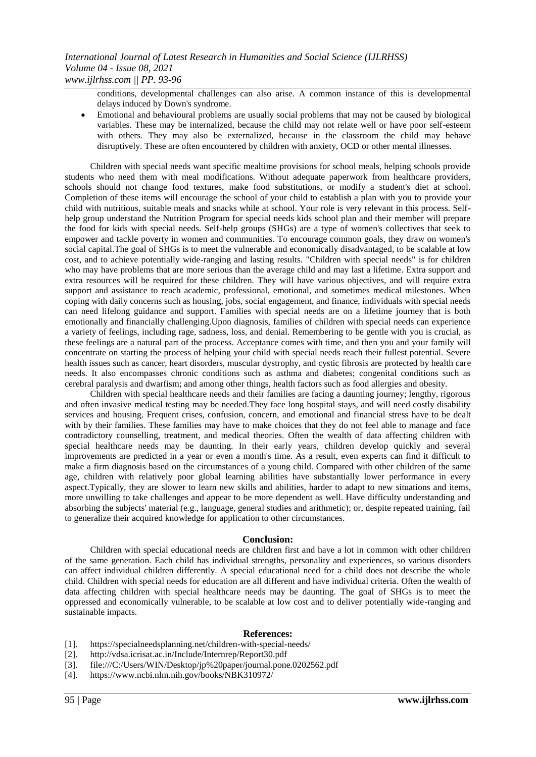conditions, developmental challenges can also arise. A common instance of this is developmental delays induced by Down's syndrome.

- Emotional and behavioural problems are usually social problems that may not be caused by biological variables. These may be internalized, because the child may not relate well or have poor self-esteem with others. They may also be externalized, because in the classroom the child may behave disruptively. These are often encountered by children with anxiety, OCD or other mental illnesses.

Children with special needs want specific mealtime provisions for school meals, helping schools provide students who need them with meal modifications. Without adequate paperwork from healthcare providers, schools should not change food textures, make food substitutions, or modify a student's diet at school. Completion of these items will encourage the school of your child to establish a plan with you to provide your child with nutritious, suitable meals and snacks while at school. Your role is very relevant in this process. Self-help group understand the Nutrition Program for special needs kids school plan and their member will prepare the food for kids with special needs. Self-help groups (SHGs) are a type of women's collectives that seek to empower and tackle poverty in women and communities. To encourage common goals, they draw on women's social capital.The goal of SHGs is to meet the vulnerable and economically disadvantaged, to be scalable at low cost, and to achieve potentially wide-ranging and lasting results. "Children with special needs" is for children who may have problems that are more serious than the average child and may last a lifetime. Extra support and extra resources will be required for these children. They will have various objectives, and will require extra support and assistance to reach academic, professional, emotional, and sometimes medical milestones. When coping with daily concerns such as housing, jobs, social engagement, and finance, individuals with special needs can need lifelong guidance and support. Families with special needs are on a lifetime journey that is both emotionally and financially challenging.Upon diagnosis, families of children with special needs can experience a variety of feelings, including rage, sadness, loss, and denial. Remembering to be gentle with you is crucial, as these feelings are a natural part of the process. Acceptance comes with time, and then you and your family will concentrate on starting the process of helping your child with special needs reach their fullest potential. Severe health issues such as cancer, heart disorders, muscular dystrophy, and cystic fibrosis are protected by health care needs. It also encompasses chronic conditions such as asthma and diabetes; congenital conditions such as cerebral paralysis and dwarfism; and among other things, health factors such as food allergies and obesity.

Children with special healthcare needs and their families are facing a daunting journey; lengthy, rigorous and often invasive medical testing may be needed.They face long hospital stays, and will need costly disability services and housing. Frequent crises, confusion, concern, and emotional and financial stress have to be dealt with by their families. These families may have to make choices that they do not feel able to manage and face contradictory counselling, treatment, and medical theories. Often the wealth of data affecting children with special healthcare needs may be daunting. In their early years, children develop quickly and several improvements are predicted in a year or even a month's time. As a result, even experts can find it difficult to make a firm diagnosis based on the circumstances of a young child. Compared with other children of the same age, children with relatively poor global learning abilities have substantially lower performance in every aspect.Typically, they are slower to learn new skills and abilities, harder to adapt to new situations and items, more unwilling to take challenges and appear to be more dependent as well. Have difficulty understanding and absorbing the subjects' material (e.g., language, general studies and arithmetic); or, despite repeated training, fail to generalize their acquired knowledge for application to other circumstances.

## Conclusion:

Children with special educational needs are children first and have a lot in common with other children of the same generation. Each child has individual strengths, personality and experiences, so various disorders can affect individual children differently. A special educational need for a child does not describe the whole child. Children with special needs for education are all different and have individual criteria. Often the wealth of data affecting children with special healthcare needs may be daunting. The goal of SHGs is to meet the oppressed and economically vulnerable, to be scalable at low cost and to deliver potentially wide-ranging and sustainable impacts.

## References:

[1]. https://specialneedsplanning.net/children-with-special-needs/
[2]. http://vdsa.icrisat.ac.in/Include/Internrep/Report30.pdf
[3]. file:///C:/Users/WIN/Desktop/jp%20paper/journal.pone.0202562.pdf
[4]. https://www.ncbi.nlm.nih.gov/books/NBK310972/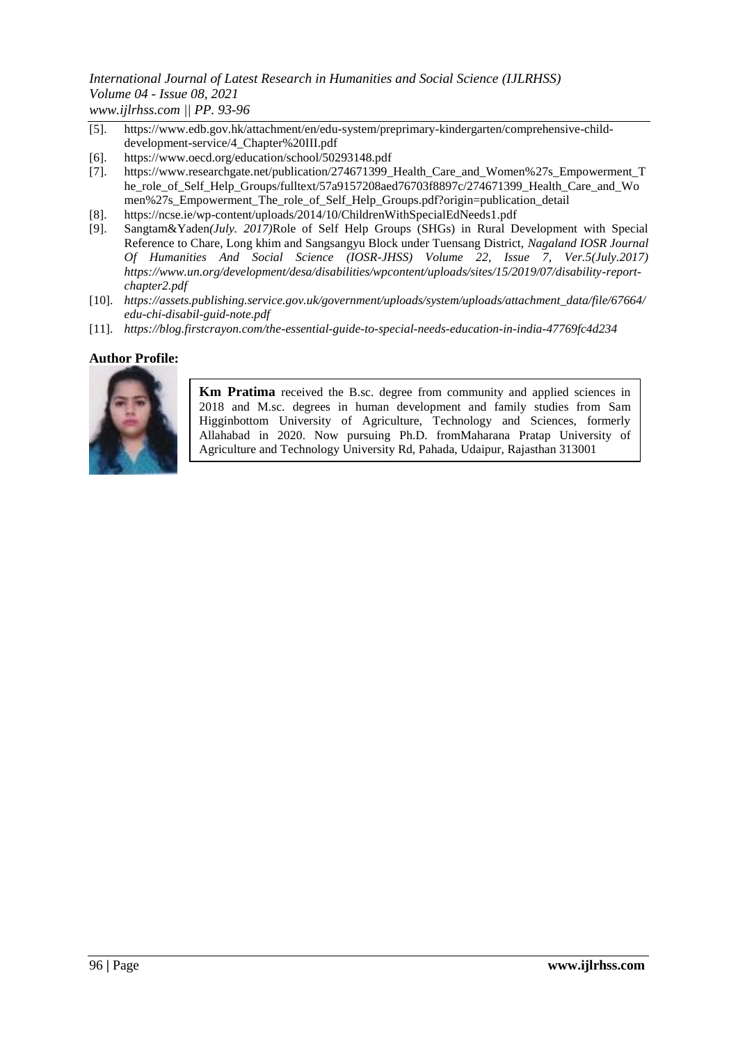[5]. https://www.edb.gov.hk/attachment/en/edu-system/preprimary-kindergarten/comprehensive-child-development-service/4_Chapter%20III.pdf

[6]. https://www.oecd.org/education/school/50293148.pdf

[7]. https://www.researchgate.net/publication/274671399_Health_Care_and_Women%27s_Empowerment_The_role_of_Self_Help_Groups/fulltext/57a9157208aed76703f8897c/274671399_Health_Care_and_Women%27s_Empowerment_The_role_of_Self_Help_Groups.pdf?origin=publication_detail

[8]. https://ncse.ie/wp-content/uploads/2014/10/ChildrenWithSpecialEdNeeds1.pdf

[9]. Sangtam&Yaden*(July. 2017)*Role of Self Help Groups (SHGs) in Rural Development with Special Reference to Chare, Long khim and Sangsangyu Block under Tuensang District, *Nagaland IOSR Journal Of Humanities And Social Science (IOSR-JHSS) Volume 22, Issue 7, Ver.5(July.2017) https://www.un.org/development/desa/disabilities/wpcontent/uploads/sites/15/2019/07/disability-report-chapter2.pdf*

[10]. *https://assets.publishing.service.gov.uk/government/uploads/system/uploads/attachment_data/file/67664/edu-chi-disabil-guid-note.pdf*

[11]. *https://blog.firstcrayon.com/the-essential-guide-to-special-needs-education-in-india-47769fc4d234*

**Author Profile:**

**Km Pratima** received the B.sc. degree from community and applied sciences in 2018 and M.sc. degrees in human development and family studies from Sam Higginbottom University of Agriculture, Technology and Sciences, formerly Allahabad in 2020. Now pursuing Ph.D. fromMaharana Pratap University of Agriculture and Technology University Rd, Pahada, Udaipur, Rajasthan 313001